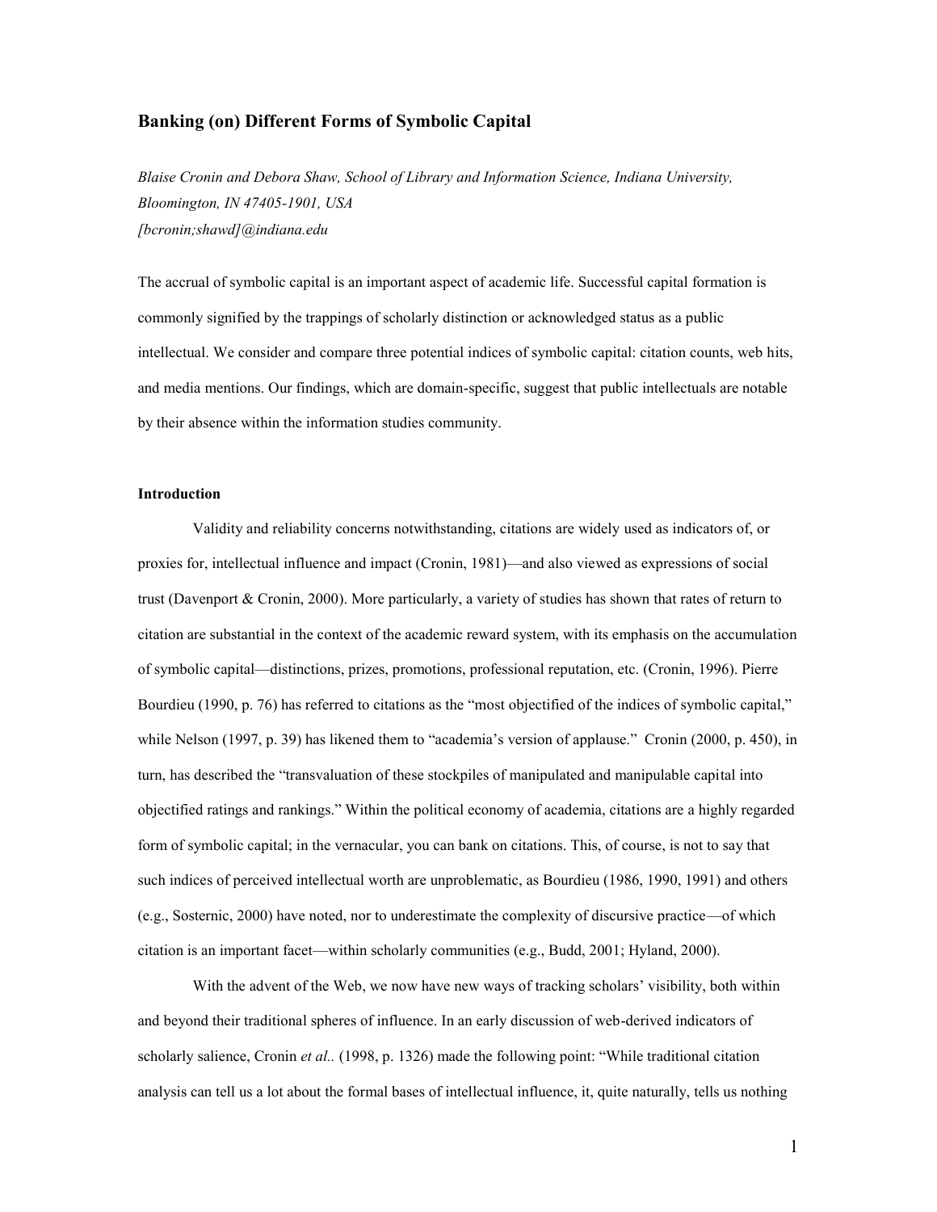# Banking (on) Different Forms of Symbolic Capital

*Blaise Cronin and Debora Shaw, School of Library and Information Science, Indiana University, Bloomington, IN 47405-1901, USA*
*[bcronin;shawd]@indiana.edu*

The accrual of symbolic capital is an important aspect of academic life. Successful capital formation is commonly signified by the trappings of scholarly distinction or acknowledged status as a public intellectual. We consider and compare three potential indices of symbolic capital: citation counts, web hits, and media mentions. Our findings, which are domain-specific, suggest that public intellectuals are notable by their absence within the information studies community.

## Introduction

Validity and reliability concerns notwithstanding, citations are widely used as indicators of, or proxies for, intellectual influence and impact (Cronin, 1981)—and also viewed as expressions of social trust (Davenport & Cronin, 2000). More particularly, a variety of studies has shown that rates of return to citation are substantial in the context of the academic reward system, with its emphasis on the accumulation of symbolic capital—distinctions, prizes, promotions, professional reputation, etc. (Cronin, 1996). Pierre Bourdieu (1990, p. 76) has referred to citations as the "most objectified of the indices of symbolic capital," while Nelson (1997, p. 39) has likened them to "academia's version of applause." Cronin (2000, p. 450), in turn, has described the "transvaluation of these stockpiles of manipulated and manipulable capital into objectified ratings and rankings." Within the political economy of academia, citations are a highly regarded form of symbolic capital; in the vernacular, you can bank on citations. This, of course, is not to say that such indices of perceived intellectual worth are unproblematic, as Bourdieu (1986, 1990, 1991) and others (e.g., Sosternic, 2000) have noted, nor to underestimate the complexity of discursive practice—of which citation is an important facet—within scholarly communities (e.g., Budd, 2001; Hyland, 2000).

With the advent of the Web, we now have new ways of tracking scholars' visibility, both within and beyond their traditional spheres of influence. In an early discussion of web-derived indicators of scholarly salience, Cronin *et al..* (1998, p. 1326) made the following point: "While traditional citation analysis can tell us a lot about the formal bases of intellectual influence, it, quite naturally, tells us nothing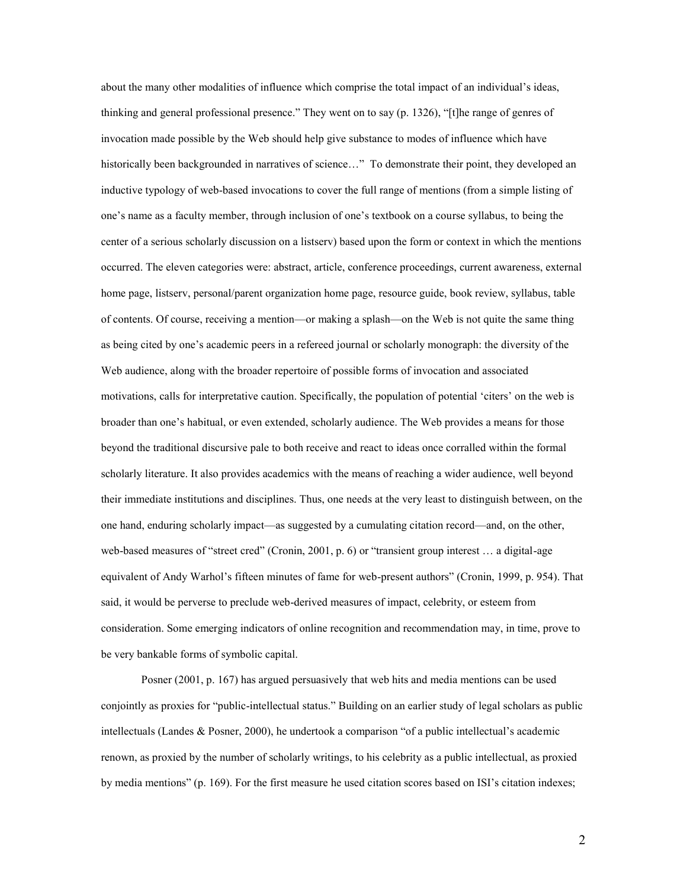about the many other modalities of influence which comprise the total impact of an individual's ideas, thinking and general professional presence." They went on to say (p. 1326), "[t]he range of genres of invocation made possible by the Web should help give substance to modes of influence which have historically been backgrounded in narratives of science…" To demonstrate their point, they developed an inductive typology of web-based invocations to cover the full range of mentions (from a simple listing of one's name as a faculty member, through inclusion of one's textbook on a course syllabus, to being the center of a serious scholarly discussion on a listserv) based upon the form or context in which the mentions occurred. The eleven categories were: abstract, article, conference proceedings, current awareness, external home page, listserv, personal/parent organization home page, resource guide, book review, syllabus, table of contents. Of course, receiving a mention—or making a splash—on the Web is not quite the same thing as being cited by one's academic peers in a refereed journal or scholarly monograph: the diversity of the Web audience, along with the broader repertoire of possible forms of invocation and associated motivations, calls for interpretative caution. Specifically, the population of potential 'citers' on the web is broader than one's habitual, or even extended, scholarly audience. The Web provides a means for those beyond the traditional discursive pale to both receive and react to ideas once corralled within the formal scholarly literature. It also provides academics with the means of reaching a wider audience, well beyond their immediate institutions and disciplines. Thus, one needs at the very least to distinguish between, on the one hand, enduring scholarly impact—as suggested by a cumulating citation record—and, on the other, web-based measures of "street cred" (Cronin, 2001, p. 6) or "transient group interest … a digital-age equivalent of Andy Warhol's fifteen minutes of fame for web-present authors" (Cronin, 1999, p. 954). That said, it would be perverse to preclude web-derived measures of impact, celebrity, or esteem from consideration. Some emerging indicators of online recognition and recommendation may, in time, prove to be very bankable forms of symbolic capital.

Posner (2001, p. 167) has argued persuasively that web hits and media mentions can be used conjointly as proxies for "public-intellectual status." Building on an earlier study of legal scholars as public intellectuals (Landes & Posner, 2000), he undertook a comparison "of a public intellectual's academic renown, as proxied by the number of scholarly writings, to his celebrity as a public intellectual, as proxied by media mentions" (p. 169). For the first measure he used citation scores based on ISI's citation indexes;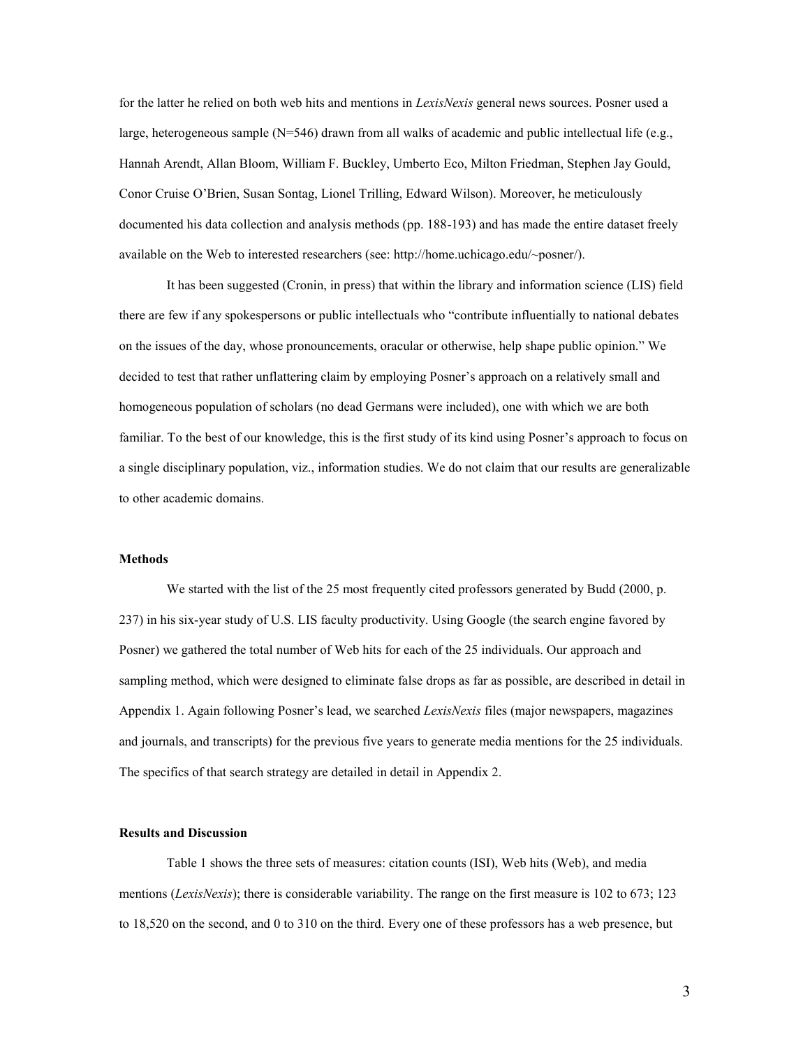for the latter he relied on both web hits and mentions in *LexisNexis* general news sources. Posner used a large, heterogeneous sample (N=546) drawn from all walks of academic and public intellectual life (e.g., Hannah Arendt, Allan Bloom, William F. Buckley, Umberto Eco, Milton Friedman, Stephen Jay Gould, Conor Cruise O'Brien, Susan Sontag, Lionel Trilling, Edward Wilson). Moreover, he meticulously documented his data collection and analysis methods (pp. 188-193) and has made the entire dataset freely available on the Web to interested researchers (see: http://home.uchicago.edu/~posner/).

It has been suggested (Cronin, in press) that within the library and information science (LIS) field there are few if any spokespersons or public intellectuals who "contribute influentially to national debates on the issues of the day, whose pronouncements, oracular or otherwise, help shape public opinion." We decided to test that rather unflattering claim by employing Posner's approach on a relatively small and homogeneous population of scholars (no dead Germans were included), one with which we are both familiar. To the best of our knowledge, this is the first study of its kind using Posner's approach to focus on a single disciplinary population, viz., information studies. We do not claim that our results are generalizable to other academic domains.

### Methods

We started with the list of the 25 most frequently cited professors generated by Budd (2000, p. 237) in his six-year study of U.S. LIS faculty productivity. Using Google (the search engine favored by Posner) we gathered the total number of Web hits for each of the 25 individuals. Our approach and sampling method, which were designed to eliminate false drops as far as possible, are described in detail in Appendix 1. Again following Posner's lead, we searched *LexisNexis* files (major newspapers, magazines and journals, and transcripts) for the previous five years to generate media mentions for the 25 individuals. The specifics of that search strategy are detailed in detail in Appendix 2.

### Results and Discussion

Table 1 shows the three sets of measures: citation counts (ISI), Web hits (Web), and media mentions (*LexisNexis*); there is considerable variability. The range on the first measure is 102 to 673; 123 to 18,520 on the second, and 0 to 310 on the third. Every one of these professors has a web presence, but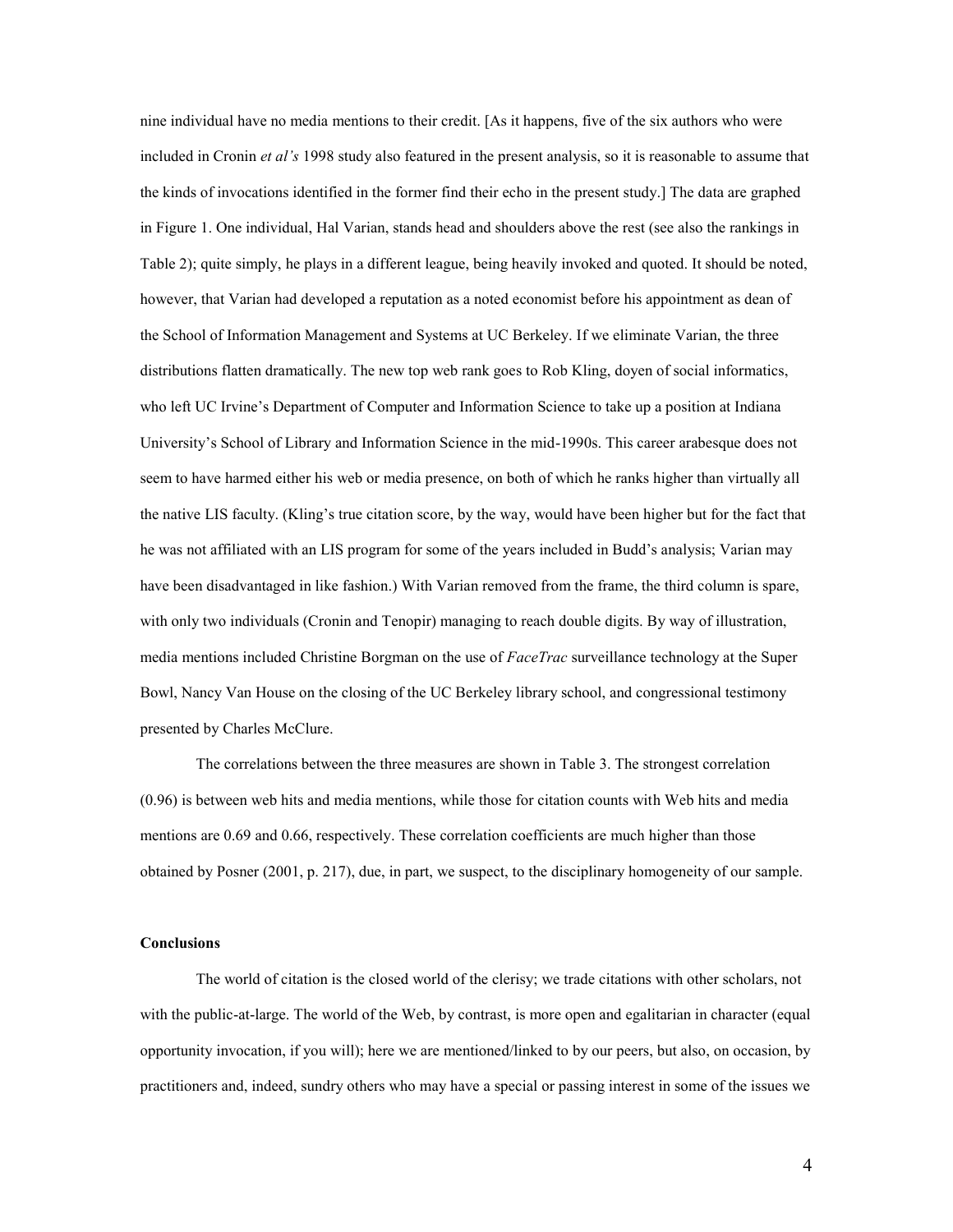nine individual have no media mentions to their credit. [As it happens, five of the six authors who were included in Cronin *et al's* 1998 study also featured in the present analysis, so it is reasonable to assume that the kinds of invocations identified in the former find their echo in the present study.] The data are graphed in Figure 1. One individual, Hal Varian, stands head and shoulders above the rest (see also the rankings in Table 2); quite simply, he plays in a different league, being heavily invoked and quoted. It should be noted, however, that Varian had developed a reputation as a noted economist before his appointment as dean of the School of Information Management and Systems at UC Berkeley. If we eliminate Varian, the three distributions flatten dramatically. The new top web rank goes to Rob Kling, doyen of social informatics, who left UC Irvine's Department of Computer and Information Science to take up a position at Indiana University's School of Library and Information Science in the mid-1990s. This career arabesque does not seem to have harmed either his web or media presence, on both of which he ranks higher than virtually all the native LIS faculty. (Kling's true citation score, by the way, would have been higher but for the fact that he was not affiliated with an LIS program for some of the years included in Budd's analysis; Varian may have been disadvantaged in like fashion.) With Varian removed from the frame, the third column is spare, with only two individuals (Cronin and Tenopir) managing to reach double digits. By way of illustration, media mentions included Christine Borgman on the use of *FaceTrac* surveillance technology at the Super Bowl, Nancy Van House on the closing of the UC Berkeley library school, and congressional testimony presented by Charles McClure.

The correlations between the three measures are shown in Table 3. The strongest correlation (0.96) is between web hits and media mentions, while those for citation counts with Web hits and media mentions are 0.69 and 0.66, respectively. These correlation coefficients are much higher than those obtained by Posner (2001, p. 217), due, in part, we suspect, to the disciplinary homogeneity of our sample.

**Conclusions**

The world of citation is the closed world of the clerisy; we trade citations with other scholars, not with the public-at-large. The world of the Web, by contrast, is more open and egalitarian in character (equal opportunity invocation, if you will); here we are mentioned/linked to by our peers, but also, on occasion, by practitioners and, indeed, sundry others who may have a special or passing interest in some of the issues we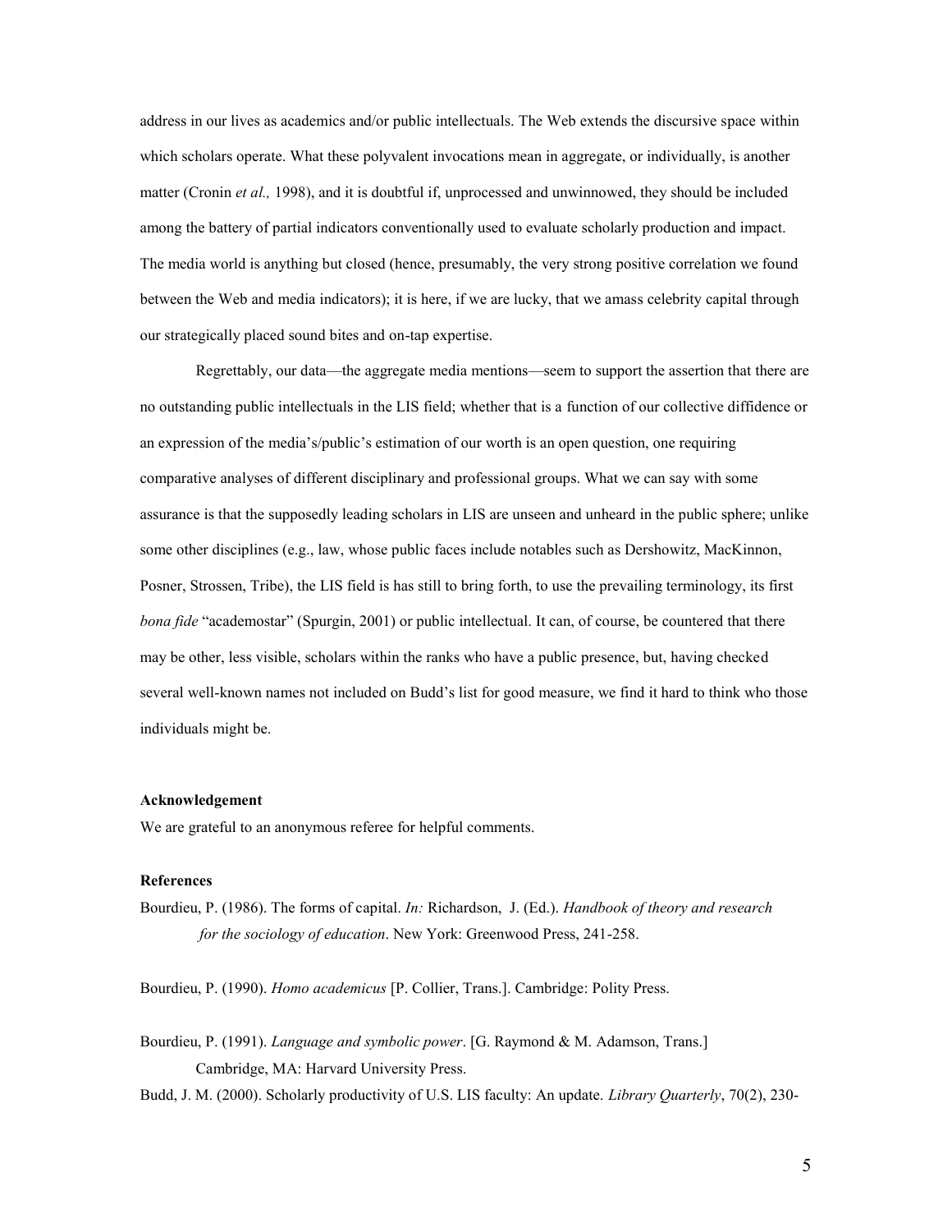address in our lives as academics and/or public intellectuals. The Web extends the discursive space within which scholars operate. What these polyvalent invocations mean in aggregate, or individually, is another matter (Cronin *et al.,* 1998), and it is doubtful if, unprocessed and unwinnowed, they should be included among the battery of partial indicators conventionally used to evaluate scholarly production and impact. The media world is anything but closed (hence, presumably, the very strong positive correlation we found between the Web and media indicators); it is here, if we are lucky, that we amass celebrity capital through our strategically placed sound bites and on-tap expertise.

Regrettably, our data—the aggregate media mentions—seem to support the assertion that there are no outstanding public intellectuals in the LIS field; whether that is a function of our collective diffidence or an expression of the media's/public's estimation of our worth is an open question, one requiring comparative analyses of different disciplinary and professional groups. What we can say with some assurance is that the supposedly leading scholars in LIS are unseen and unheard in the public sphere; unlike some other disciplines (e.g., law, whose public faces include notables such as Dershowitz, MacKinnon, Posner, Strossen, Tribe), the LIS field is has still to bring forth, to use the prevailing terminology, its first *bona fide* "academostar" (Spurgin, 2001) or public intellectual. It can, of course, be countered that there may be other, less visible, scholars within the ranks who have a public presence, but, having checked several well-known names not included on Budd's list for good measure, we find it hard to think who those individuals might be.

**Acknowledgement**

We are grateful to an anonymous referee for helpful comments.

**References**

Bourdieu, P. (1986). The forms of capital. *In:* Richardson, J. (Ed.). *Handbook of theory and research for the sociology of education*. New York: Greenwood Press, 241-258.

Bourdieu, P. (1990). *Homo academicus* [P. Collier, Trans.]. Cambridge: Polity Press.

Bourdieu, P. (1991). *Language and symbolic power*. [G. Raymond & M. Adamson, Trans.] Cambridge, MA: Harvard University Press.

Budd, J. M. (2000). Scholarly productivity of U.S. LIS faculty: An update. *Library Quarterly*, 70(2), 230-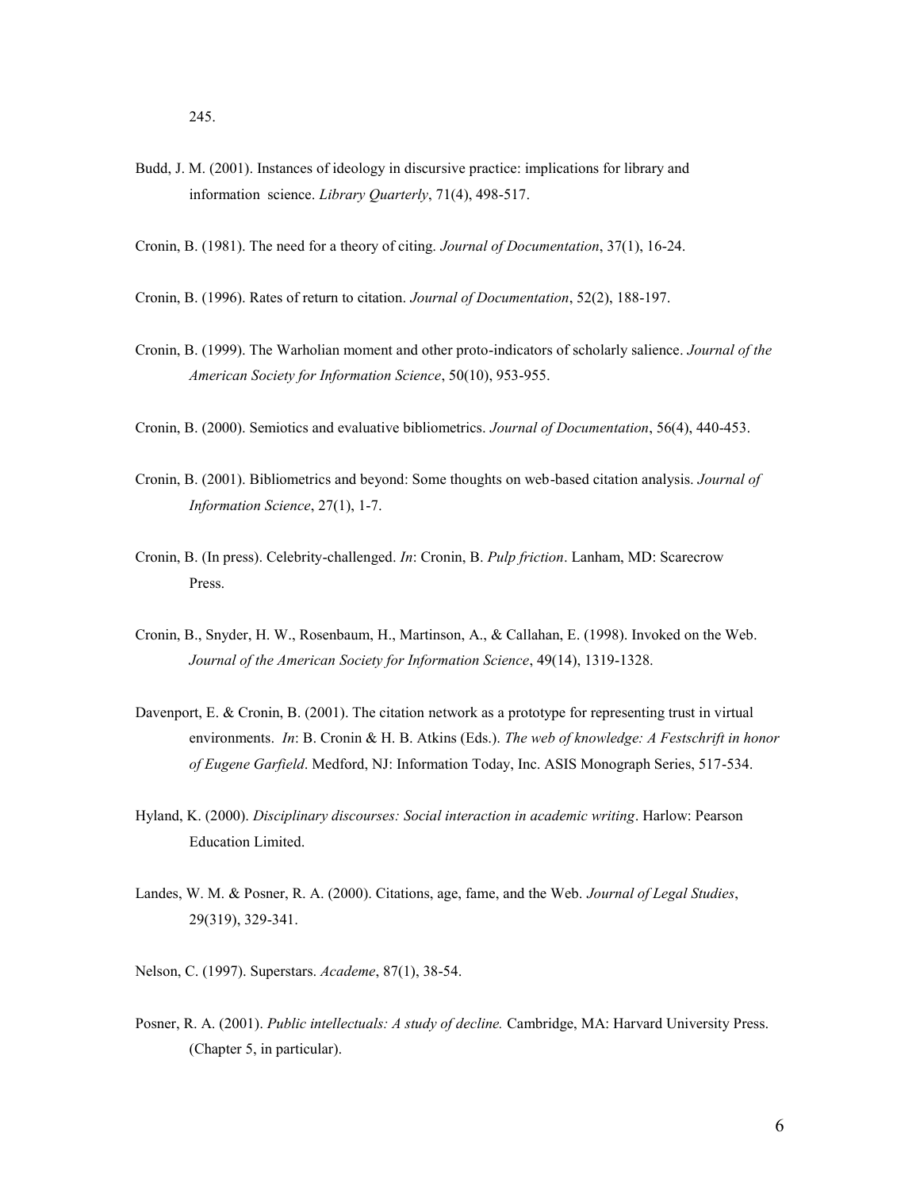245.

Budd, J. M. (2001). Instances of ideology in discursive practice: implications for library and information science. *Library Quarterly*, 71(4), 498-517.

Cronin, B. (1981). The need for a theory of citing. *Journal of Documentation*, 37(1), 16-24.

Cronin, B. (1996). Rates of return to citation. *Journal of Documentation*, 52(2), 188-197.

Cronin, B. (1999). The Warholian moment and other proto-indicators of scholarly salience. *Journal of the American Society for Information Science*, 50(10), 953-955.

Cronin, B. (2000). Semiotics and evaluative bibliometrics. *Journal of Documentation*, 56(4), 440-453.

Cronin, B. (2001). Bibliometrics and beyond: Some thoughts on web-based citation analysis. *Journal of Information Science*, 27(1), 1-7.

Cronin, B. (In press). Celebrity-challenged. *In*: Cronin, B. *Pulp friction*. Lanham, MD: Scarecrow Press.

Cronin, B., Snyder, H. W., Rosenbaum, H., Martinson, A., & Callahan, E. (1998). Invoked on the Web. *Journal of the American Society for Information Science*, 49(14), 1319-1328.

Davenport, E. & Cronin, B. (2001). The citation network as a prototype for representing trust in virtual environments. *In*: B. Cronin & H. B. Atkins (Eds.). *The web of knowledge: A Festschrift in honor of Eugene Garfield*. Medford, NJ: Information Today, Inc. ASIS Monograph Series, 517-534.

Hyland, K. (2000). *Disciplinary discourses: Social interaction in academic writing*. Harlow: Pearson Education Limited.

Landes, W. M. & Posner, R. A. (2000). Citations, age, fame, and the Web. *Journal of Legal Studies*, 29(319), 329-341.

Nelson, C. (1997). Superstars. *Academe*, 87(1), 38-54.

Posner, R. A. (2001). *Public intellectuals: A study of decline.* Cambridge, MA: Harvard University Press. (Chapter 5, in particular).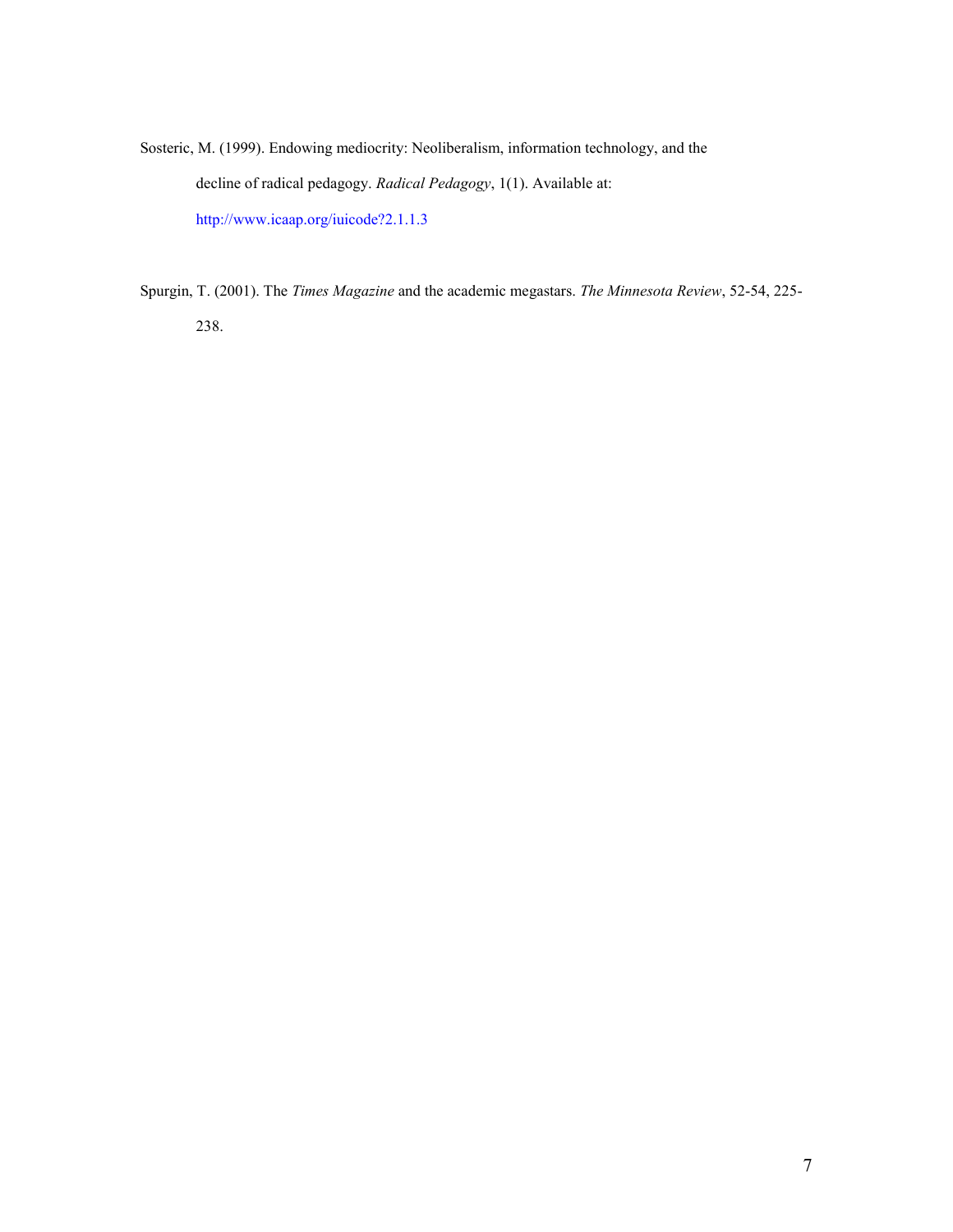Sosteric, M. (1999). Endowing mediocrity: Neoliberalism, information technology, and the decline of radical pedagogy. *Radical Pedagogy*, 1(1). Available at: http://www.icaap.org/iuicode?2.1.1.3

Spurgin, T. (2001). The *Times Magazine* and the academic megastars. *The Minnesota Review*, 52-54, 225-238.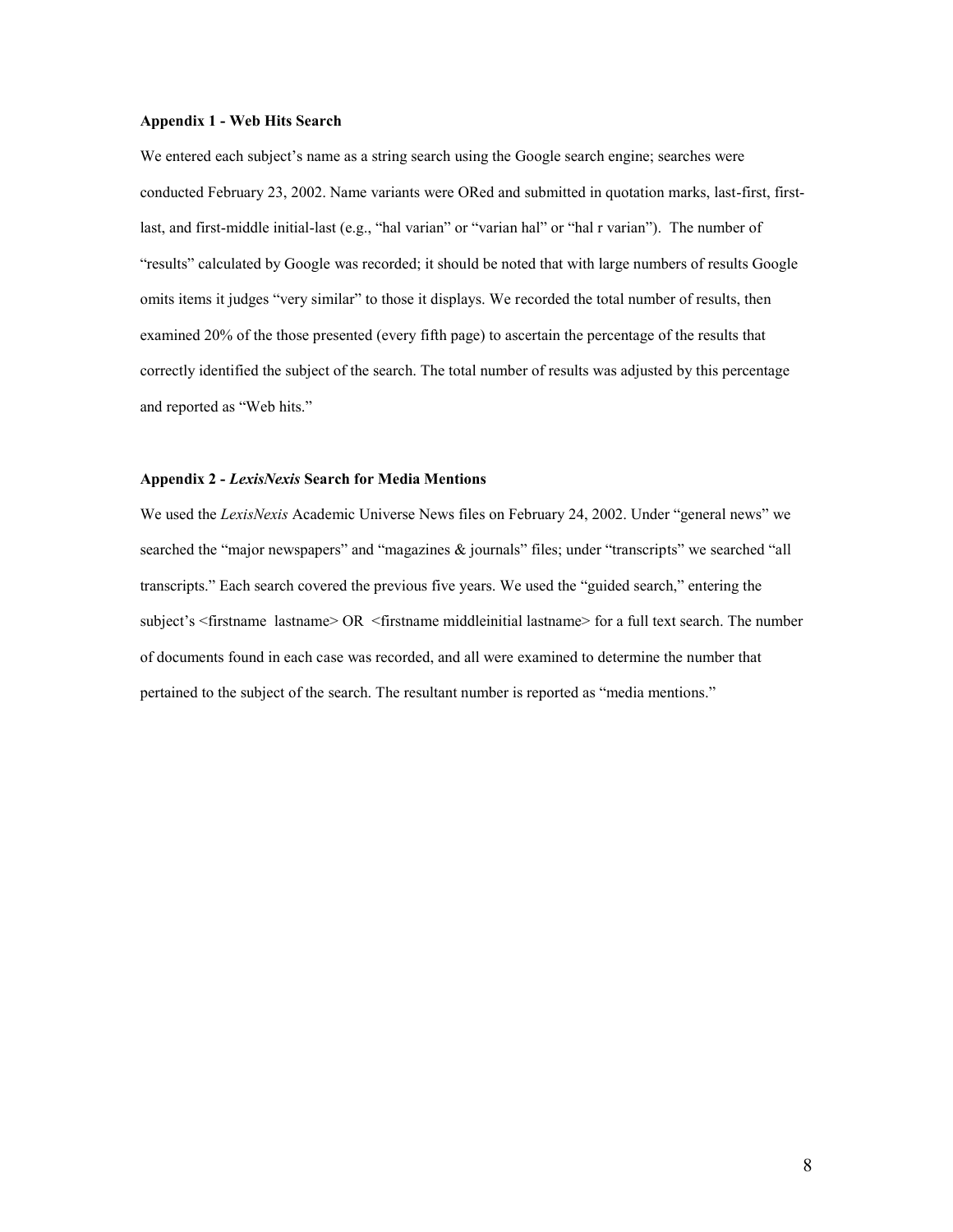### Appendix 1 - Web Hits Search

We entered each subject's name as a string search using the Google search engine; searches were conducted February 23, 2002. Name variants were ORed and submitted in quotation marks, last-first, first-last, and first-middle initial-last (e.g., "hal varian" or "varian hal" or "hal r varian"). The number of "results" calculated by Google was recorded; it should be noted that with large numbers of results Google omits items it judges "very similar" to those it displays. We recorded the total number of results, then examined 20% of the those presented (every fifth page) to ascertain the percentage of the results that correctly identified the subject of the search. The total number of results was adjusted by this percentage and reported as "Web hits."

### Appendix 2 - *LexisNexis* Search for Media Mentions

We used the *LexisNexis* Academic Universe News files on February 24, 2002. Under "general news" we searched the "major newspapers" and "magazines & journals" files; under "transcripts" we searched "all transcripts." Each search covered the previous five years. We used the "guided search," entering the subject's <firstname lastname> OR <firstname middleinitial lastname> for a full text search. The number of documents found in each case was recorded, and all were examined to determine the number that pertained to the subject of the search. The resultant number is reported as "media mentions."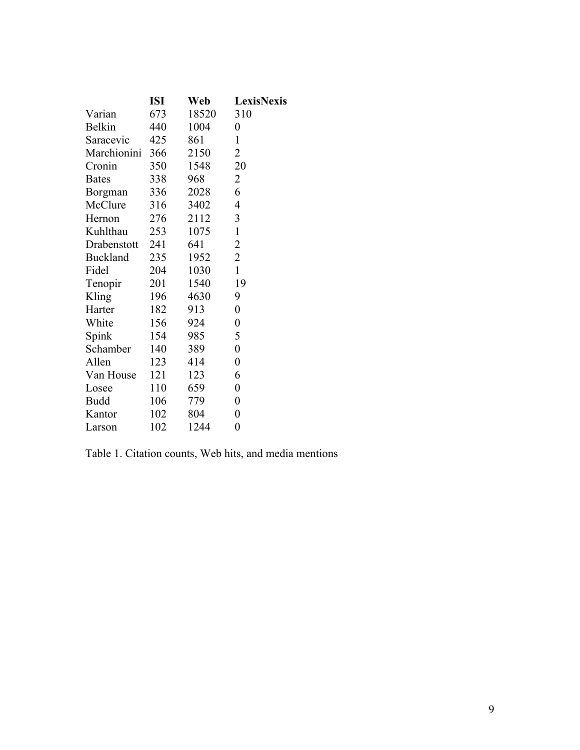| | ISI | Web | LexisNexis |
|---|---|---|---|
| Varian | 673 | 18520 | 310 |
| Belkin | 440 | 1004 | 0 |
| Saracevic | 425 | 861 | 1 |
| Marchionini | 366 | 2150 | 2 |
| Cronin | 350 | 1548 | 20 |
| Bates | 338 | 968 | 2 |
| Borgman | 336 | 2028 | 6 |
| McClure | 316 | 3402 | 4 |
| Hernon | 276 | 2112 | 3 |
| Kuhlthau | 253 | 1075 | 1 |
| Drabenstott | 241 | 641 | 2 |
| Buckland | 235 | 1952 | 2 |
| Fidel | 204 | 1030 | 1 |
| Tenopir | 201 | 1540 | 19 |
| Kling | 196 | 4630 | 9 |
| Harter | 182 | 913 | 0 |
| White | 156 | 924 | 0 |
| Spink | 154 | 985 | 5 |
| Schamber | 140 | 389 | 0 |
| Allen | 123 | 414 | 0 |
| Van House | 121 | 123 | 6 |
| Losee | 110 | 659 | 0 |
| Budd | 106 | 779 | 0 |
| Kantor | 102 | 804 | 0 |
| Larson | 102 | 1244 | 0 |

Table 1. Citation counts, Web hits, and media mentions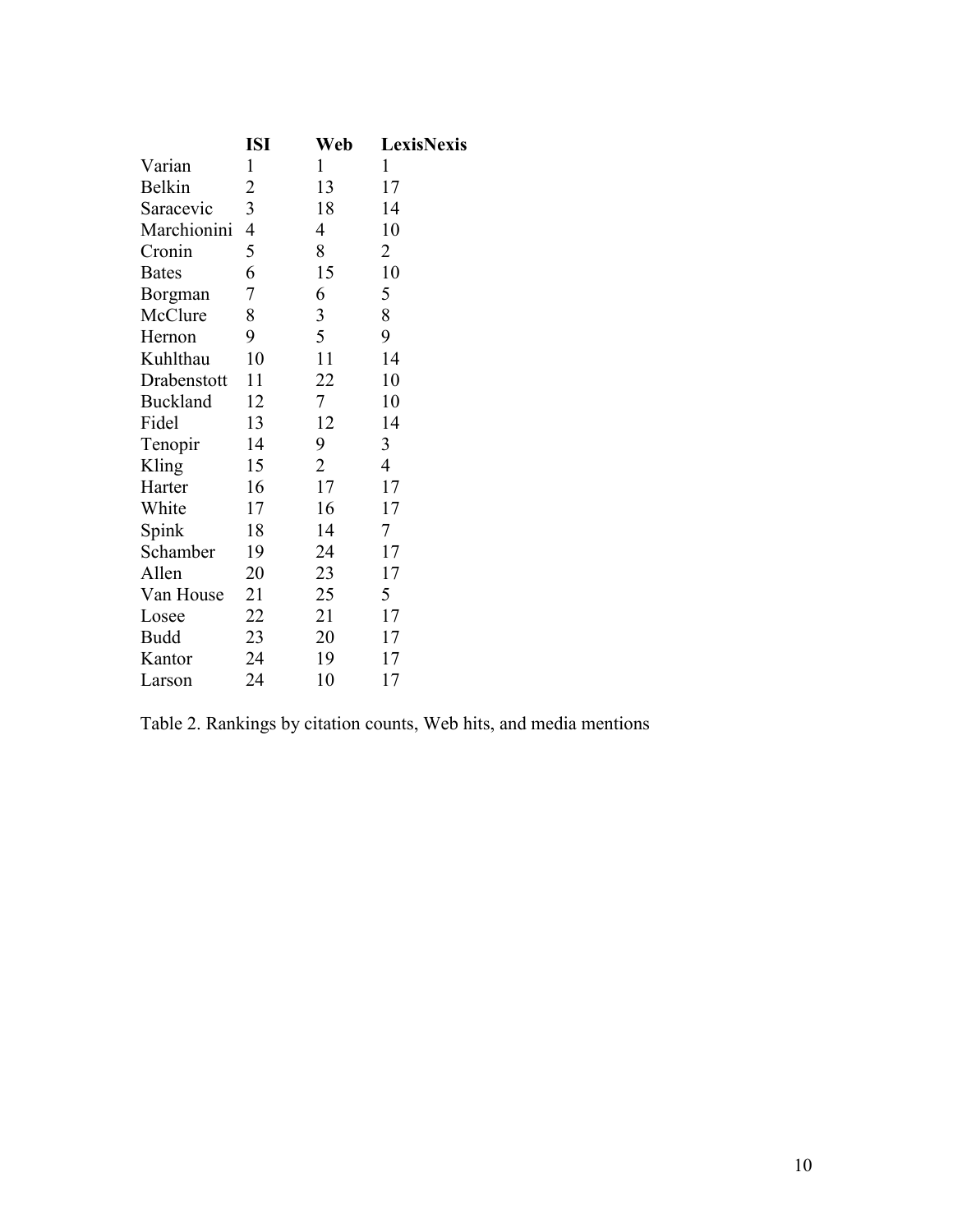| | ISI | Web | LexisNexis |
|---|---|---|---|
| Varian | 1 | 1 | 1 |
| Belkin | 2 | 13 | 17 |
| Saracevic | 3 | 18 | 14 |
| Marchionini | 4 | 4 | 10 |
| Cronin | 5 | 8 | 2 |
| Bates | 6 | 15 | 10 |
| Borgman | 7 | 6 | 5 |
| McClure | 8 | 3 | 8 |
| Hernon | 9 | 5 | 9 |
| Kuhlthau | 10 | 11 | 14 |
| Drabenstott | 11 | 22 | 10 |
| Buckland | 12 | 7 | 10 |
| Fidel | 13 | 12 | 14 |
| Tenopir | 14 | 9 | 3 |
| Kling | 15 | 2 | 4 |
| Harter | 16 | 17 | 17 |
| White | 17 | 16 | 17 |
| Spink | 18 | 14 | 7 |
| Schamber | 19 | 24 | 17 |
| Allen | 20 | 23 | 17 |
| Van House | 21 | 25 | 5 |
| Losee | 22 | 21 | 17 |
| Budd | 23 | 20 | 17 |
| Kantor | 24 | 19 | 17 |
| Larson | 24 | 10 | 17 |

Table 2. Rankings by citation counts, Web hits, and media mentions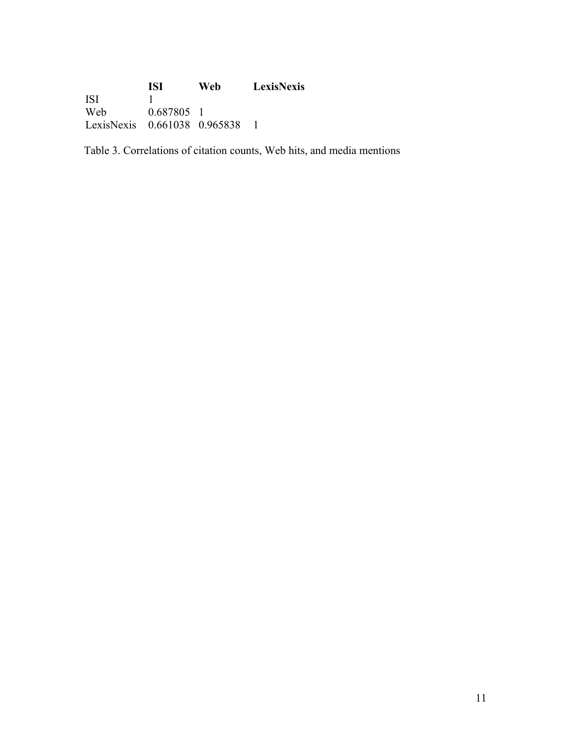| | ISI | Web | LexisNexis |
|---|---|---|---|
| ISI | 1 | | |
| Web | 0.687805 | 1 | |
| LexisNexis | 0.661038 | 0.965838 | 1 |

Table 3. Correlations of citation counts, Web hits, and media mentions